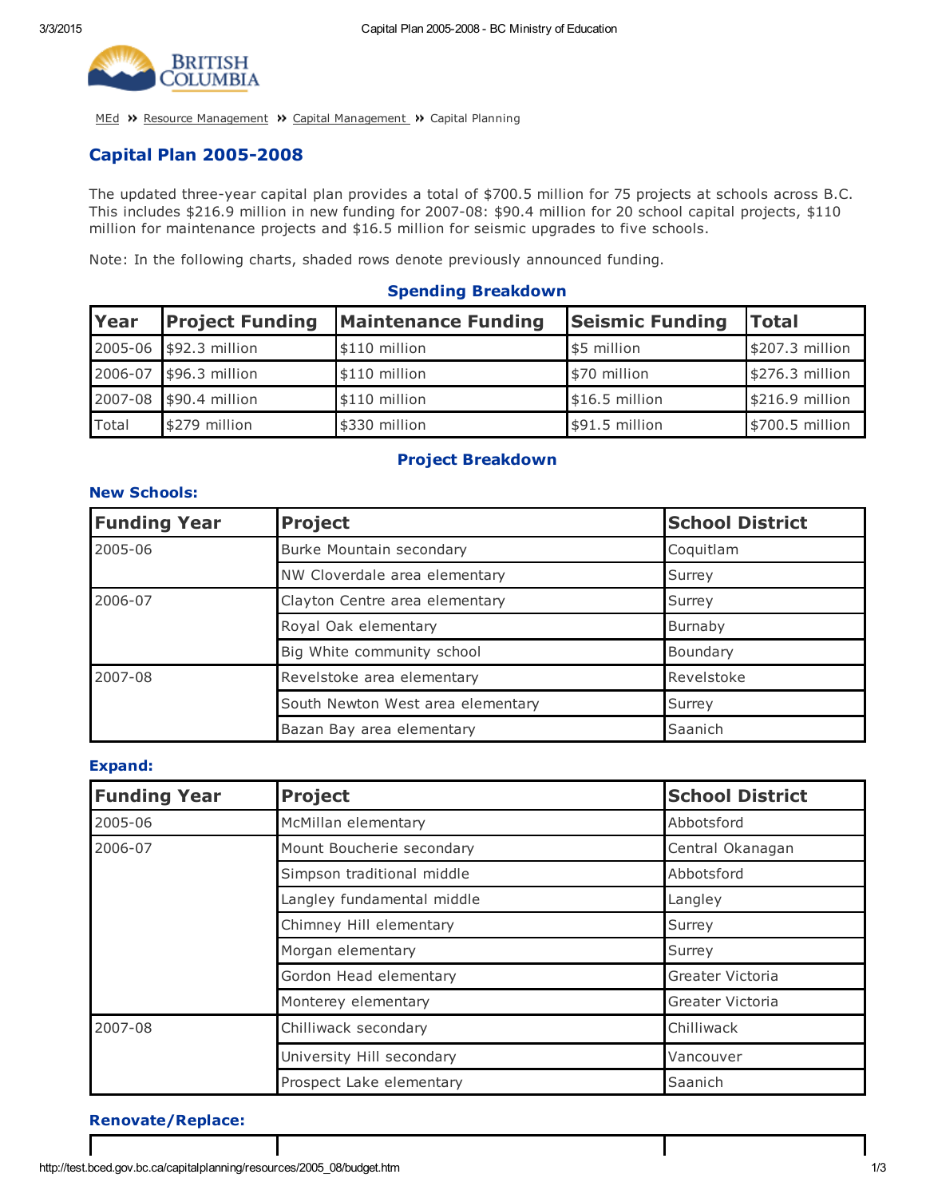MEd » Resource Management » Capital Management » Capital Planning

# Capital Plan 2005-2008

The updated three-year capital plan provides a total of $700.5 million for 75 projects at schools across B.C. This includes $216.9 million in new funding for 2007-08: $90.4 million for 20 school capital projects, $110 million for maintenance projects and $16.5 million for seismic upgrades to five schools.

Note: In the following charts, shaded rows denote previously announced funding.

## Spending Breakdown

| Year | Project Funding | Maintenance Funding | Seismic Funding | Total |
|---|---|---|---|---|
| 2005-06 | $92.3 million | $110 million | $5 million | $207.3 million |
| 2006-07 | $96.3 million | $110 million | $70 million | $276.3 million |
| 2007-08 | $90.4 million | $110 million | $16.5 million | $216.9 million |
| Total | $279 million | $330 million | $91.5 million | $700.5 million |

## Project Breakdown

### New Schools:

| Funding Year | Project | School District |
|---|---|---|
| 2005-06 | Burke Mountain secondary | Coquitlam |
| | NW Cloverdale area elementary | Surrey |
| 2006-07 | Clayton Centre area elementary | Surrey |
| | Royal Oak elementary | Burnaby |
| | Big White community school | Boundary |
| 2007-08 | Revelstoke area elementary | Revelstoke |
| | South Newton West area elementary | Surrey |
| | Bazan Bay area elementary | Saanich |

### Expand:

| Funding Year | Project | School District |
|---|---|---|
| 2005-06 | McMillan elementary | Abbotsford |
| 2006-07 | Mount Boucherie secondary | Central Okanagan |
| | Simpson traditional middle | Abbotsford |
| | Langley fundamental middle | Langley |
| | Chimney Hill elementary | Surrey |
| | Morgan elementary | Surrey |
| | Gordon Head elementary | Greater Victoria |
| | Monterey elementary | Greater Victoria |
| 2007-08 | Chilliwack secondary | Chilliwack |
| | University Hill secondary | Vancouver |
| | Prospect Lake elementary | Saanich |

### Renovate/Replace: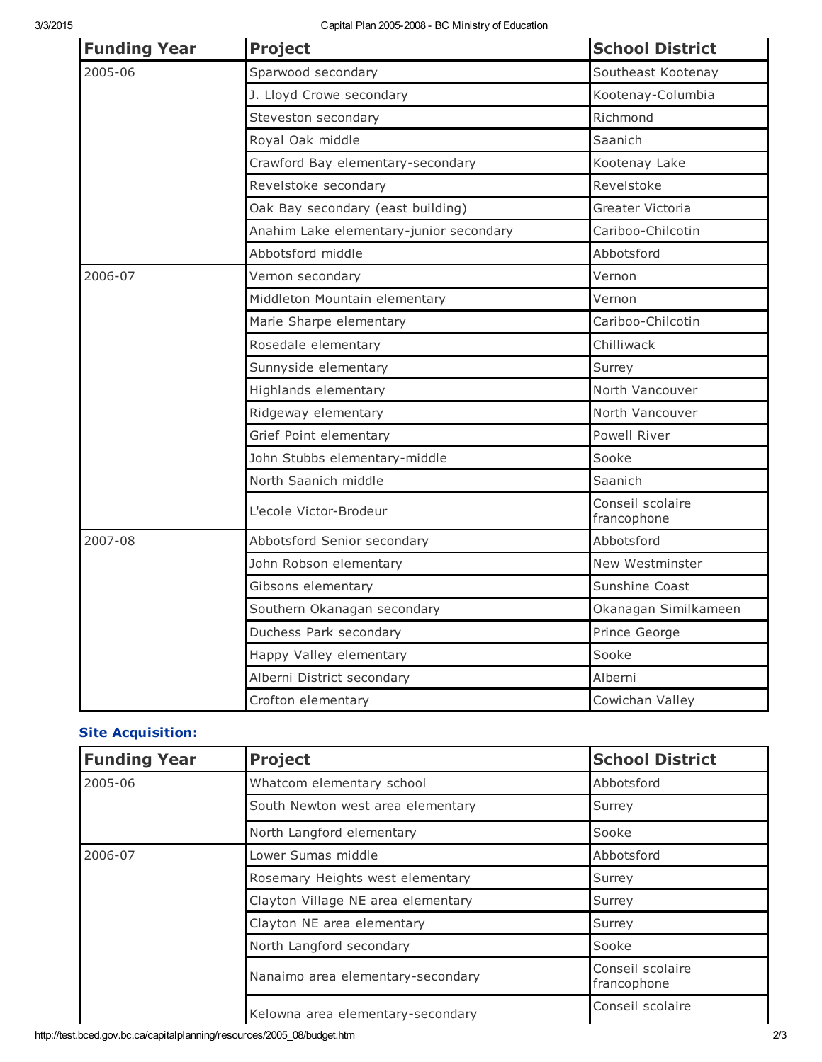| Funding Year | Project | School District |
|---|---|---|
| 2005-06 | Sparwood secondary | Southeast Kootenay |
| | J. Lloyd Crowe secondary | Kootenay-Columbia |
| | Steveston secondary | Richmond |
| | Royal Oak middle | Saanich |
| | Crawford Bay elementary-secondary | Kootenay Lake |
| | Revelstoke secondary | Revelstoke |
| | Oak Bay secondary (east building) | Greater Victoria |
| | Anahim Lake elementary-junior secondary | Cariboo-Chilcotin |
| | Abbotsford middle | Abbotsford |
| 2006-07 | Vernon secondary | Vernon |
| | Middleton Mountain elementary | Vernon |
| | Marie Sharpe elementary | Cariboo-Chilcotin |
| | Rosedale elementary | Chilliwack |
| | Sunnyside elementary | Surrey |
| | Highlands elementary | North Vancouver |
| | Ridgeway elementary | North Vancouver |
| | Grief Point elementary | Powell River |
| | John Stubbs elementary-middle | Sooke |
| | North Saanich middle | Saanich |
| | L'ecole Victor-Brodeur | Conseil scolaire francophone |
| 2007-08 | Abbotsford Senior secondary | Abbotsford |
| | John Robson elementary | New Westminster |
| | Gibsons elementary | Sunshine Coast |
| | Southern Okanagan secondary | Okanagan Similkameen |
| | Duchess Park secondary | Prince George |
| | Happy Valley elementary | Sooke |
| | Alberni District secondary | Alberni |
| | Crofton elementary | Cowichan Valley |

### Site Acquisition:

| Funding Year | Project | School District |
|---|---|---|
| 2005-06 | Whatcom elementary school | Abbotsford |
| | South Newton west area elementary | Surrey |
| | North Langford elementary | Sooke |
| 2006-07 | Lower Sumas middle | Abbotsford |
| | Rosemary Heights west elementary | Surrey |
| | Clayton Village NE area elementary | Surrey |
| | Clayton NE area elementary | Surrey |
| | North Langford secondary | Sooke |
| | Nanaimo area elementary-secondary | Conseil scolaire francophone |
| | Kelowna area elementary-secondary | Conseil scolaire |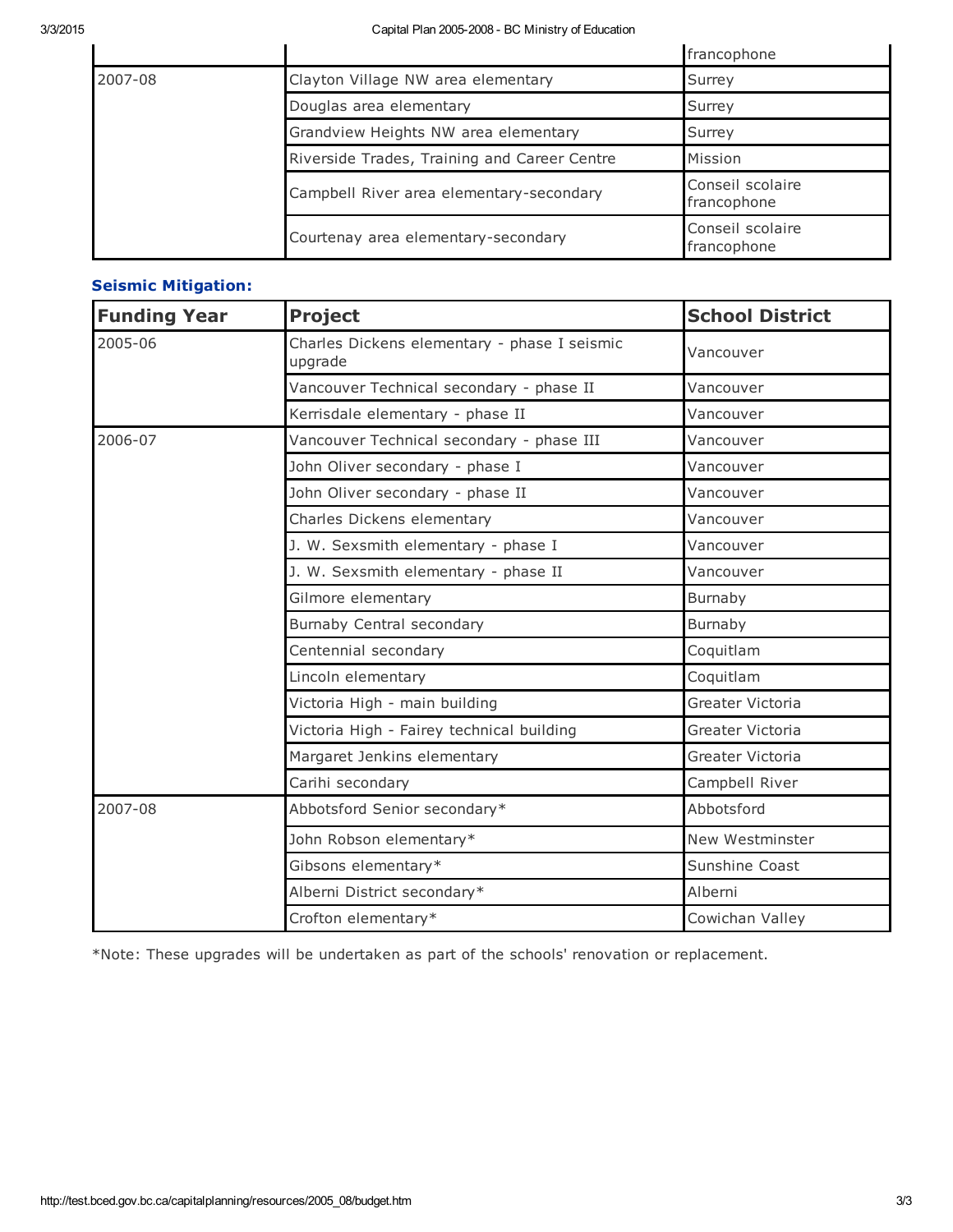| | | |
|---|---|---|
| | | francophone |
| 2007-08 | Clayton Village NW area elementary | Surrey |
| | Douglas area elementary | Surrey |
| | Grandview Heights NW area elementary | Surrey |
| | Riverside Trades, Training and Career Centre | Mission |
| | Campbell River area elementary-secondary | Conseil scolaire francophone |
| | Courtenay area elementary-secondary | Conseil scolaire francophone |

### Seismic Mitigation:

| Funding Year | Project | School District |
|---|---|---|
| 2005-06 | Charles Dickens elementary - phase I seismic upgrade | Vancouver |
| | Vancouver Technical secondary - phase II | Vancouver |
| | Kerrisdale elementary - phase II | Vancouver |
| 2006-07 | Vancouver Technical secondary - phase III | Vancouver |
| | John Oliver secondary - phase I | Vancouver |
| | John Oliver secondary - phase II | Vancouver |
| | Charles Dickens elementary | Vancouver |
| | J. W. Sexsmith elementary - phase I | Vancouver |
| | J. W. Sexsmith elementary - phase II | Vancouver |
| | Gilmore elementary | Burnaby |
| | Burnaby Central secondary | Burnaby |
| | Centennial secondary | Coquitlam |
| | Lincoln elementary | Coquitlam |
| | Victoria High - main building | Greater Victoria |
| | Victoria High - Fairey technical building | Greater Victoria |
| | Margaret Jenkins elementary | Greater Victoria |
| | Carihi secondary | Campbell River |
| 2007-08 | Abbotsford Senior secondary* | Abbotsford |
| | John Robson elementary* | New Westminster |
| | Gibsons elementary* | Sunshine Coast |
| | Alberni District secondary* | Alberni |
| | Crofton elementary* | Cowichan Valley |

*Note: These upgrades will be undertaken as part of the schools' renovation or replacement.